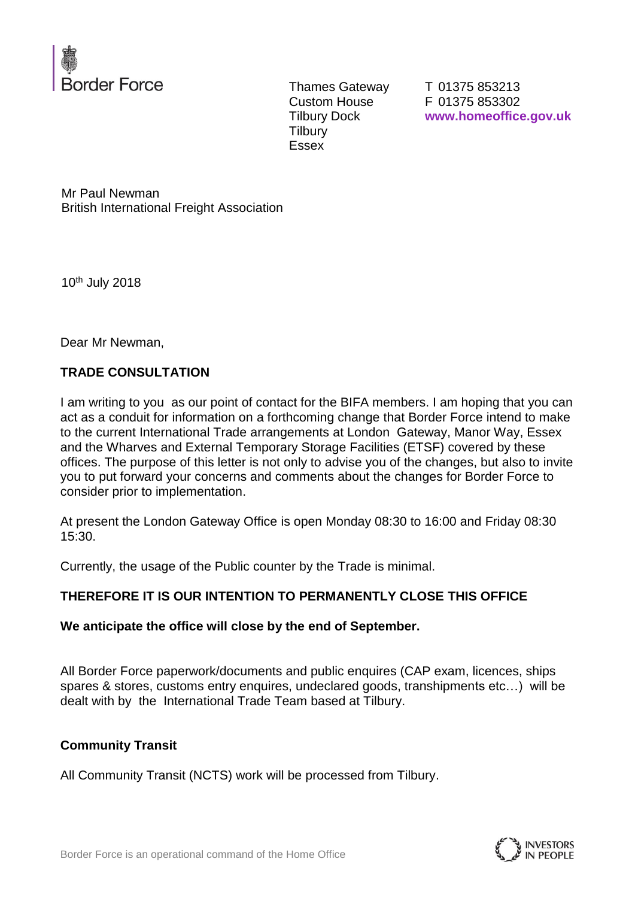Border Force

Thames Gateway
Custom House
Tilbury Dock
Tilbury
Essex

T 01375 853213
F 01375 853302
**www.homeoffice.gov.uk**

Mr Paul Newman
British International Freight Association

10th July 2018

Dear Mr Newman,

**TRADE CONSULTATION**

I am writing to you as our point of contact for the BIFA members. I am hoping that you can act as a conduit for information on a forthcoming change that Border Force intend to make to the current International Trade arrangements at London Gateway, Manor Way, Essex and the Wharves and External Temporary Storage Facilities (ETSF) covered by these offices. The purpose of this letter is not only to advise you of the changes, but also to invite you to put forward your concerns and comments about the changes for Border Force to consider prior to implementation.

At present the London Gateway Office is open Monday 08:30 to 16:00 and Friday 08:30 15:30.

Currently, the usage of the Public counter by the Trade is minimal.

**THEREFORE IT IS OUR INTENTION TO PERMANENTLY CLOSE THIS OFFICE**

**We anticipate the office will close by the end of September.**

All Border Force paperwork/documents and public enquires (CAP exam, licences, ships spares & stores, customs entry enquires, undeclared goods, transhipments etc…) will be dealt with by the International Trade Team based at Tilbury.

**Community Transit**

All Community Transit (NCTS) work will be processed from Tilbury.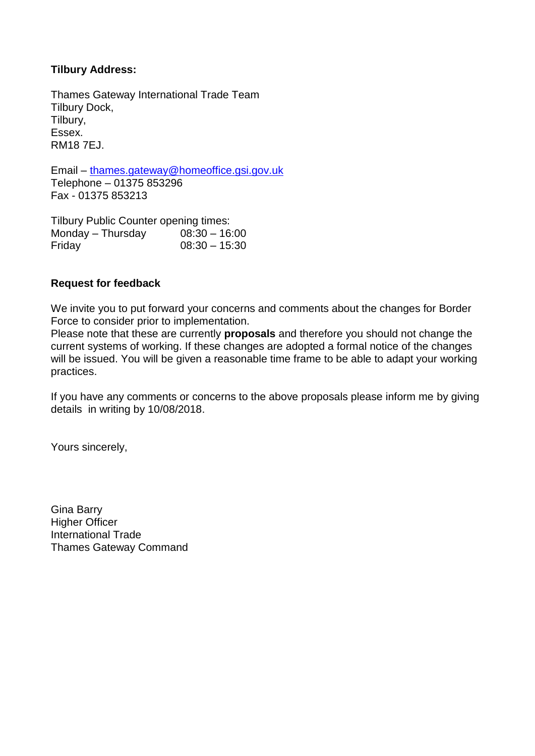**Tilbury Address:**

Thames Gateway International Trade Team
Tilbury Dock,
Tilbury,
Essex.
RM18 7EJ.

Email – thames.gateway@homeoffice.gsi.gov.uk
Telephone – 01375 853296
Fax - 01375 853213

Tilbury Public Counter opening times:

| | |
|---|---|
| Monday – Thursday | 08:30 – 16:00 |
| Friday | 08:30 – 15:30 |

**Request for feedback**

We invite you to put forward your concerns and comments about the changes for Border Force to consider prior to implementation.
Please note that these are currently **proposals** and therefore you should not change the current systems of working. If these changes are adopted a formal notice of the changes will be issued. You will be given a reasonable time frame to be able to adapt your working practices.

If you have any comments or concerns to the above proposals please inform me by giving details in writing by 10/08/2018.

Yours sincerely,

Gina Barry
Higher Officer
International Trade
Thames Gateway Command